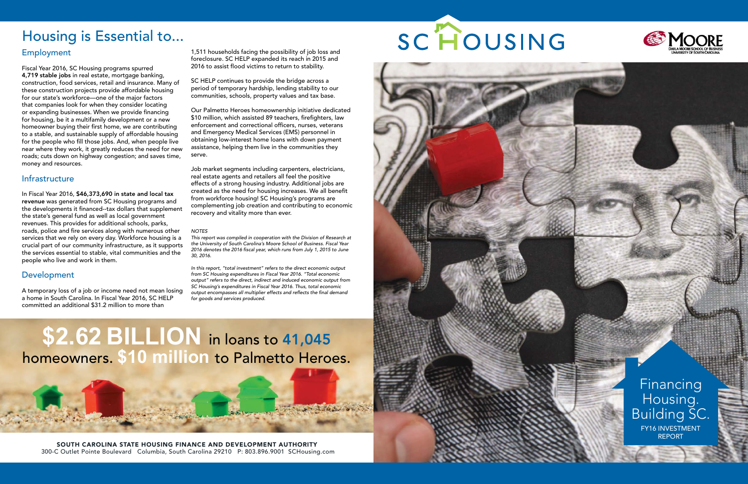# Housing is Essential to...

## Employment

Fiscal Year 2016, SC Housing programs spurred **4,719 stable jobs** in real estate, mortgage banking, construction, food services, retail and insurance. Many of these construction projects provide affordable housing for our state's workforce—one of the major factors that companies look for when they consider locating or expanding businesses. When we provide financing for housing, be it a multifamily development or a new homeowner buying their first home, we are contributing to a stable, and sustainable supply of affordable housing for the people who fill those jobs. And, when people live near where they work, it greatly reduces the need for new roads; cuts down on highway congestion; and saves time, money and resources.

## Infrastructure

In Fiscal Year 2016, **$46,373,690 in state and local tax revenue** was generated from SC Housing programs and the developments it financed--tax dollars that supplement the state's general fund as well as local government revenues. This provides for additional schools, parks, roads, police and fire services along with numerous other services that we rely on every day. Workforce housing is a crucial part of our community infrastructure, as it supports the services essential to stable, vital communities and the people who live and work in them.

## Development

A temporary loss of a job or income need not mean losing a home in South Carolina. In Fiscal Year 2016, SC HELP committed an additional $31.2 million to more than 1,511 households facing the possibility of job loss and foreclosure. SC HELP expanded its reach in 2015 and 2016 to assist flood victims to return to stability.

SC HELP continues to provide the bridge across a period of temporary hardship, lending stability to our communities, schools, property values and tax base.

Our Palmetto Heroes homeownership initiative dedicated $10 million, which assisted 89 teachers, firefighters, law enforcement and correctional officers, nurses, veterans and Emergency Medical Services (EMS) personnel in obtaining low-interest home loans with down payment assistance, helping them live in the communities they serve.

Job market segments including carpenters, electricians, real estate agents and retailers all feel the positive effects of a strong housing industry. Additional jobs are created as the need for housing increases. We all benefit from workforce housing! SC Housing's programs are complementing job creation and contributing to economic recovery and vitality more than ever.

*NOTES*

*This report was compiled in cooperation with the Division of Research at the University of South Carolina's Moore School of Business. Fiscal Year 2016 denotes the 2016 fiscal year, which runs from July 1, 2015 to June 30, 2016.*

*In this report, "total investment" refers to the direct economic output from SC Housing expenditures in Fiscal Year 2016. "Total economic output" refers to the direct, indirect and induced economic output from SC Housing's expenditures in Fiscal Year 2016. Thus, total economic output encompasses all multiplier effects and reflects the final demand for goods and services produced.*

**$2.62 BILLION** in loans to **41,045** homeowners. **$10 million** to Palmetto Heroes.

**SOUTH CAROLINA STATE HOUSING FINANCE AND DEVELOPMENT AUTHORITY**
300-C Outlet Pointe Boulevard Columbia, South Carolina 29210 P: 803.896.9001 SCHousing.com

# SC HOUSING

DARLA MOORE SCHOOL OF BUSINESS
UNIVERSITY OF SOUTH CAROLINA

Financing Housing. Building SC.

FY16 INVESTMENT REPORT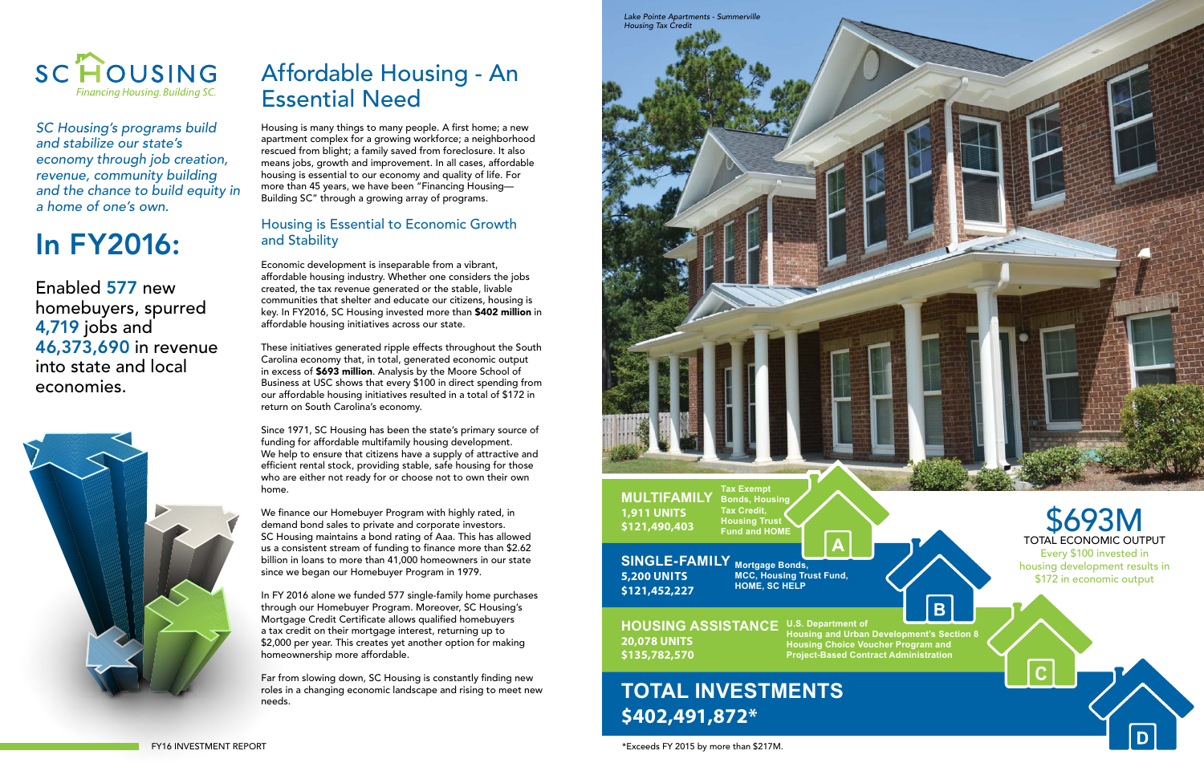SC HOUSING

*Financing Housing. Building SC.*

*SC Housing's programs build and stabilize our state's economy through job creation, revenue, community building and the chance to build equity in a home of one's own.*

# In FY2016:

Enabled **577** new homebuyers, spurred **4,719** jobs and **46,373,690** in revenue into state and local economies.

# Affordable Housing - An Essential Need

Housing is many things to many people. A first home; a new apartment complex for a growing workforce; a neighborhood rescued from blight; a family saved from foreclosure. It also means jobs, growth and improvement. In all cases, affordable housing is essential to our economy and quality of life. For more than 45 years, we have been "Financing Housing—Building SC" through a growing array of programs.

## Housing is Essential to Economic Growth and Stability

Economic development is inseparable from a vibrant, affordable housing industry. Whether one considers the jobs created, the tax revenue generated or the stable, livable communities that shelter and educate our citizens, housing is key. In FY2016, SC Housing invested more than **$402 million** in affordable housing initiatives across our state.

These initiatives generated ripple effects throughout the South Carolina economy that, in total, generated economic output in excess of **$693 million**. Analysis by the Moore School of Business at USC shows that every $100 in direct spending from our affordable housing initiatives resulted in a total of $172 in return on South Carolina's economy.

Since 1971, SC Housing has been the state's primary source of funding for affordable multifamily housing development. We help to ensure that citizens have a supply of attractive and efficient rental stock, providing stable, safe housing for those who are either not ready for or choose not to own their own home.

We finance our Homebuyer Program with highly rated, in demand bond sales to private and corporate investors. SC Housing maintains a bond rating of Aaa. This has allowed us a consistent stream of funding to finance more than $2.62 billion in loans to more than 41,000 homeowners in our state since we began our Homebuyer Program in 1979.

In FY 2016 alone we funded 577 single-family home purchases through our Homebuyer Program. Moreover, SC Housing's Mortgage Credit Certificate allows qualified homebuyers a tax credit on their mortgage interest, returning up to $2,000 per year. This creates yet another option for making homeownership more affordable.

Far from slowing down, SC Housing is constantly finding new roles in a changing economic landscape and rising to meet new needs.

*Lake Pointe Apartments - Summerville*
*Housing Tax Credit*

**MULTIFAMILY**
**1,911 UNITS**
**$121,490,403**
Tax Exempt Bonds, Housing Tax Credit, Housing Trust Fund and HOME

A

**SINGLE-FAMILY**
**5,200 UNITS**
**$121,452,227**
Mortgage Bonds, MCC, Housing Trust Fund, HOME, SC HELP

B

**HOUSING ASSISTANCE**
**20,078 UNITS**
**$135,782,570**
U.S. Department of Housing and Urban Development's Section 8 Housing Choice Voucher Program and Project-Based Contract Administration

C

**TOTAL INVESTMENTS**
**$402,491,872***

D

**$693M**
TOTAL ECONOMIC OUTPUT
Every $100 invested in housing development results in $172 in economic output

*Exceeds FY 2015 by more than $217M.

FY16 INVESTMENT REPORT